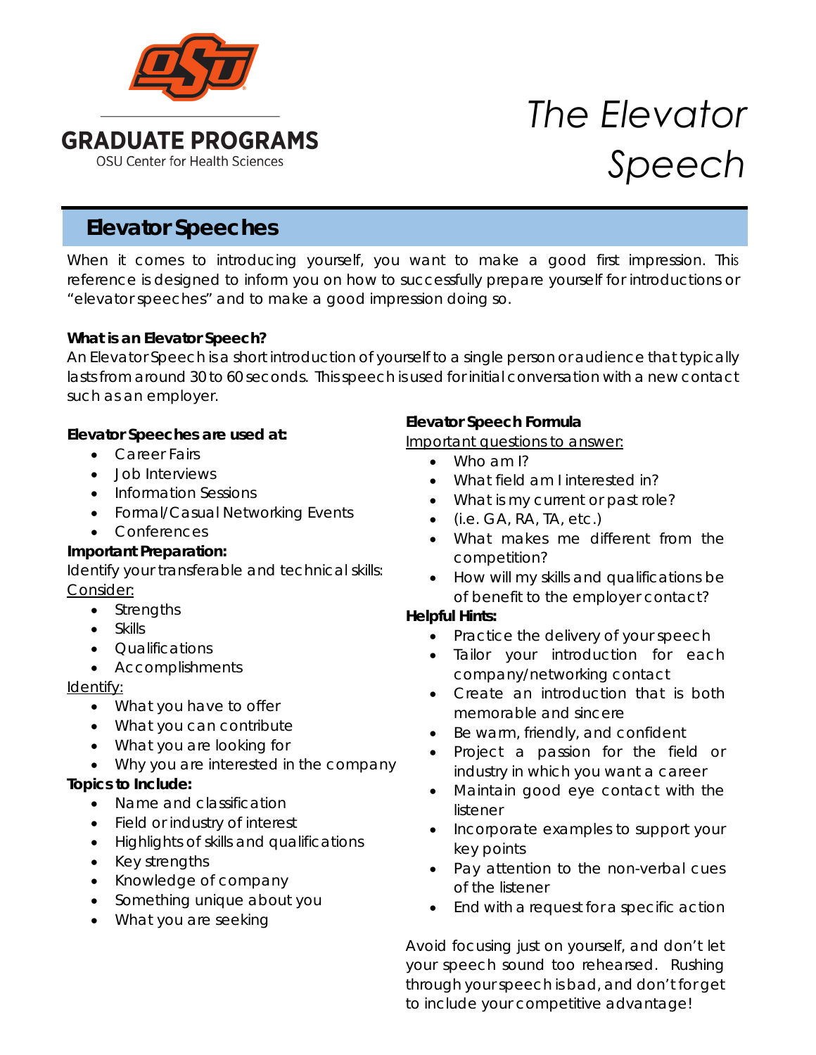GRADUATE PROGRAMS
OSU Center for Health Sciences

# The Elevator Speech

## Elevator Speeches

When it comes to introducing yourself, you want to make a good first impression. This reference is designed to inform you on how to successfully prepare yourself for introductions or "elevator speeches" and to make a good impression doing so.

**What is an Elevator Speech?**
An Elevator Speech is a short introduction of yourself to a single person or audience that typically lasts from around 30 to 60 seconds. This speech is used for initial conversation with a new contact such as an employer.

**Elevator Speeches are used at:**

- Career Fairs
- Job Interviews
- Information Sessions
- Formal/Casual Networking Events
- Conferences

**Important Preparation:**
Identify your transferable and technical skills:
Consider:

- Strengths
- Skills
- Qualifications
- Accomplishments

Identify:

- What you have to offer
- What you can contribute
- What you are looking for
- Why you are interested in the company

**Topics to Include:**

- Name and classification
- Field or industry of interest
- Highlights of skills and qualifications
- Key strengths
- Knowledge of company
- Something unique about you
- What you are seeking

**Elevator Speech Formula**
Important questions to answer:

- Who am I?
- What field am I interested in?
- What is my current or past role?
- (i.e. GA, RA, TA, etc.)
- What makes me different from the competition?
- How will my skills and qualifications be of benefit to the employer contact?

**Helpful Hints:**

- Practice the delivery of your speech
- Tailor your introduction for each company/networking contact
- Create an introduction that is both memorable and sincere
- Be warm, friendly, and confident
- Project a passion for the field or industry in which you want a career
- Maintain good eye contact with the listener
- Incorporate examples to support your key points
- Pay attention to the non-verbal cues of the listener
- End with a request for a specific action

Avoid focusing just on yourself, and don't let your speech sound too rehearsed. Rushing through your speech is bad, and don't forget to include your competitive advantage!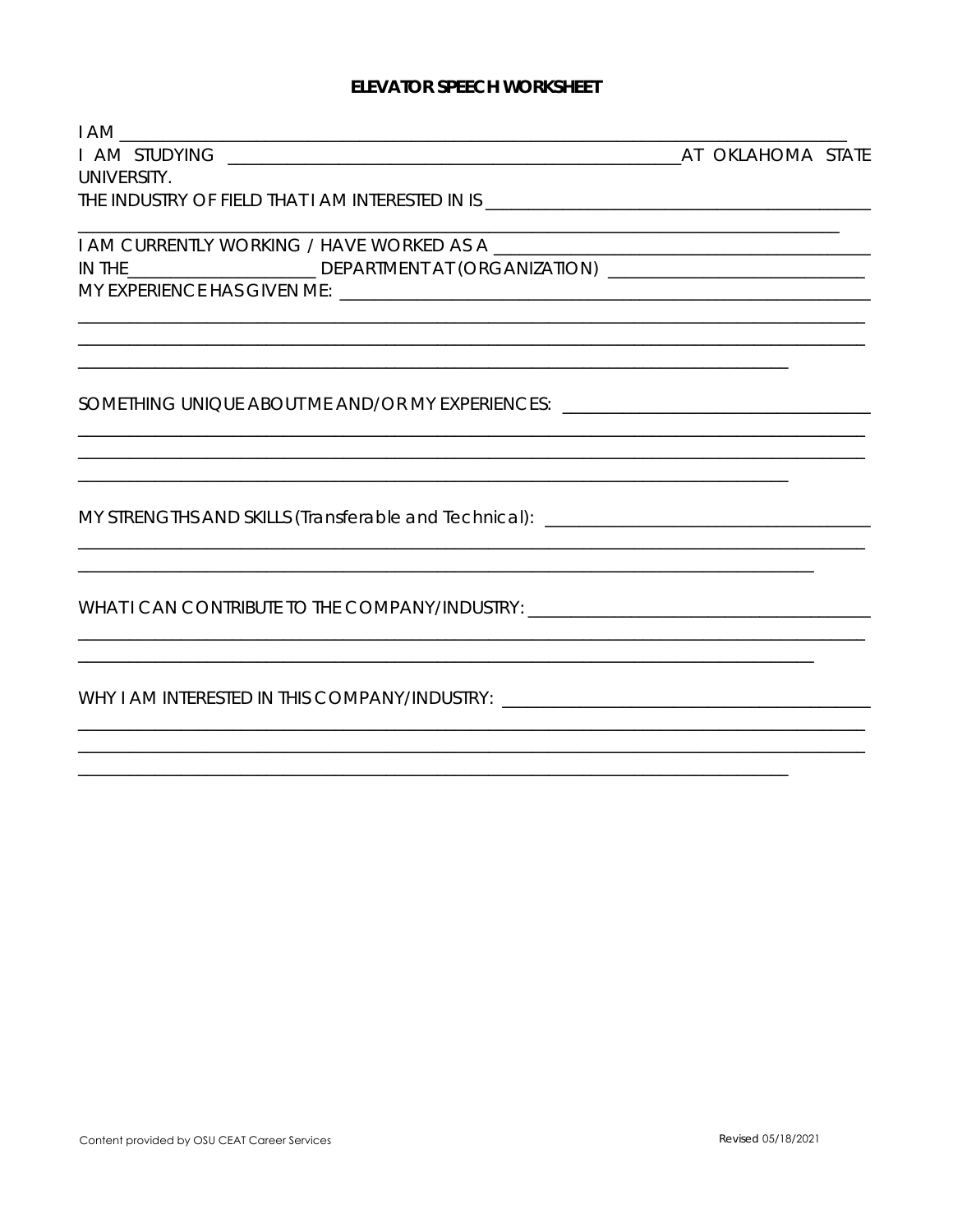# ELEVATOR SPEECH WORKSHEET

I AM ______________________________________________________________________________

I AM STUDYING ___________________________________________________ AT OKLAHOMA STATE UNIVERSITY.

THE INDUSTRY OF FIELD THAT I AM INTERESTED IN IS ________________________________________

________________________________________________________________________________

I AM CURRENTLY WORKING / HAVE WORKED AS A ______________________________________

IN THE_____________________ DEPARTMENT AT (ORGANIZATION) ___________________________

MY EXPERIENCE HAS GIVEN ME: ___________________________________________________

________________________________________________________________________________

________________________________________________________________________________

__________________________________________________________________________

SOMETHING UNIQUE ABOUT ME AND/OR MY EXPERIENCES: _______________________________

________________________________________________________________________________

________________________________________________________________________________

__________________________________________________________________________

MY STRENGTHS AND SKILLS (Transferable and Technical): ___________________________________

________________________________________________________________________________

_____________________________________________________________________________

WHAT I CAN CONTRIBUTE TO THE COMPANY/INDUSTRY: ____________________________________

________________________________________________________________________________

_____________________________________________________________________________

WHY I AM INTERESTED IN THIS COMPANY/INDUSTRY: ______________________________________

________________________________________________________________________________

________________________________________________________________________________

__________________________________________________________________________

Content provided by OSU CEAT Career Services

Revised 05/18/2021